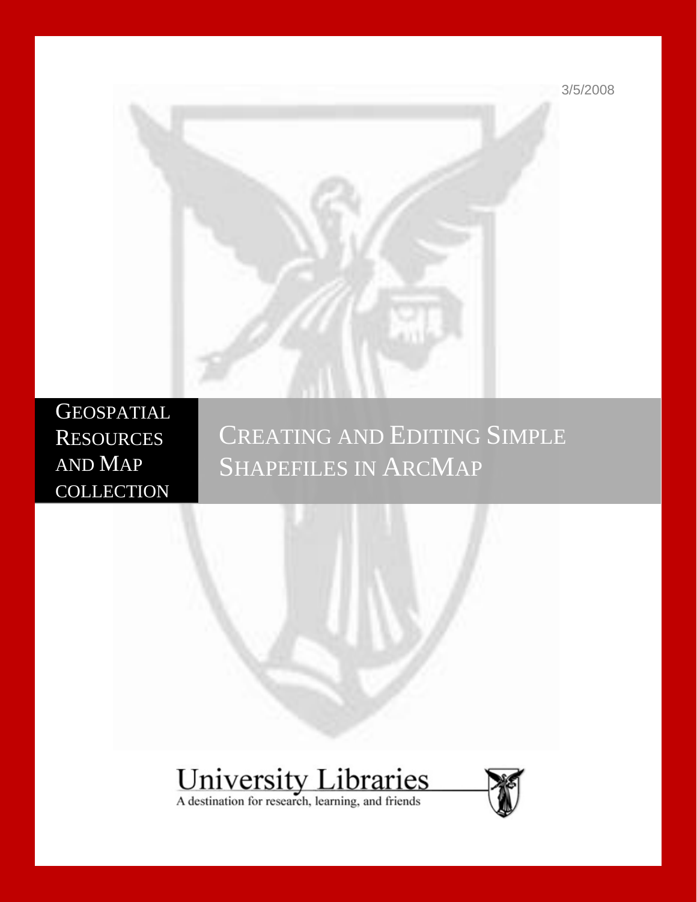3/5/2008

GEOSPATIAL RESOURCES AND MAP COLLECTION

# CREATING AND EDITING SIMPLE SHAPEFILES IN ARCMAP

University Libraries

A destination for research, learning, and friends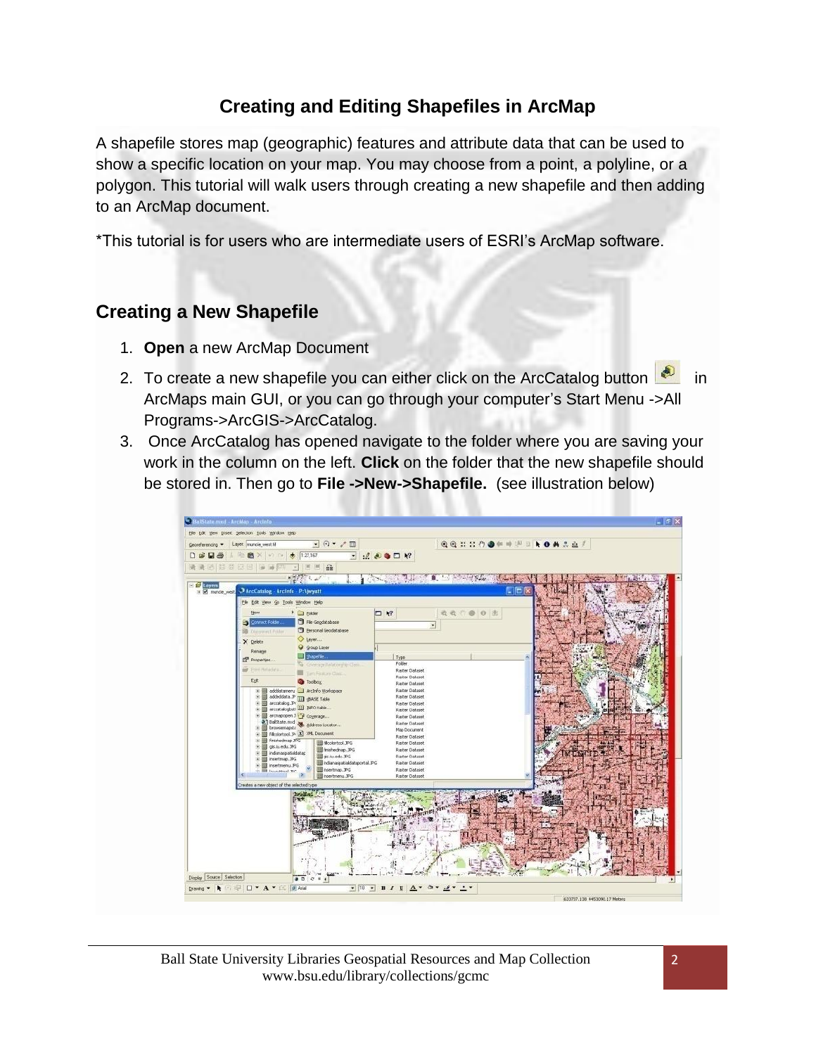# Creating and Editing Shapefiles in ArcMap

A shapefile stores map (geographic) features and attribute data that can be used to show a specific location on your map. You may choose from a point, a polyline, or a polygon. This tutorial will walk users through creating a new shapefile and then adding to an ArcMap document.

*This tutorial is for users who are intermediate users of ESRI's ArcMap software.

## Creating a New Shapefile

1. **Open** a new ArcMap Document
2. To create a new shapefile you can either click on the ArcCatalog button in ArcMaps main GUI, or you can go through your computer's Start Menu ->All Programs->ArcGIS->ArcCatalog.
3. Once ArcCatalog has opened navigate to the folder where you are saving your work in the column on the left. **Click** on the folder that the new shapefile should be stored in. Then go to **File ->New->Shapefile.** (see illustration below)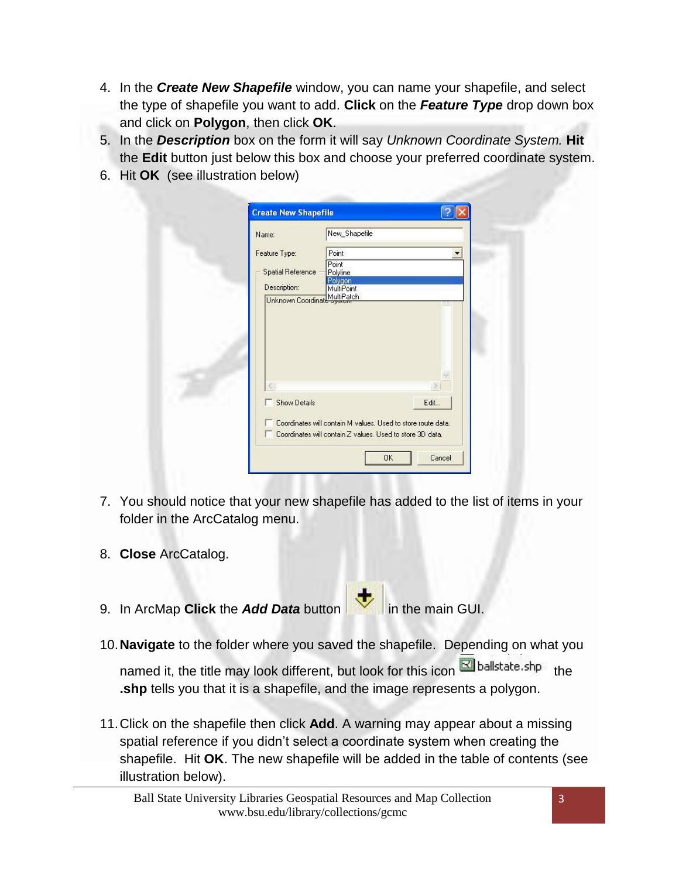4. In the ***Create New Shapefile*** window, you can name your shapefile, and select the type of shapefile you want to add. **Click** on the ***Feature Type*** drop down box and click on **Polygon**, then click **OK**.
5. In the ***Description*** box on the form it will say *Unknown Coordinate System.* **Hit** the **Edit** button just below this box and choose your preferred coordinate system.
6. Hit **OK** (see illustration below)

7. You should notice that your new shapefile has added to the list of items in your folder in the ArcCatalog menu.

8. **Close** ArcCatalog.

9. In ArcMap **Click** the ***Add Data*** button in the main GUI.

10. **Navigate** to the folder where you saved the shapefile. Depending on what you named it, the title may look different, but look for this icon ballstate.shp the **.shp** tells you that it is a shapefile, and the image represents a polygon.

11. Click on the shapefile then click **Add**. A warning may appear about a missing spatial reference if you didn't select a coordinate system when creating the shapefile. Hit **OK**. The new shapefile will be added in the table of contents (see illustration below).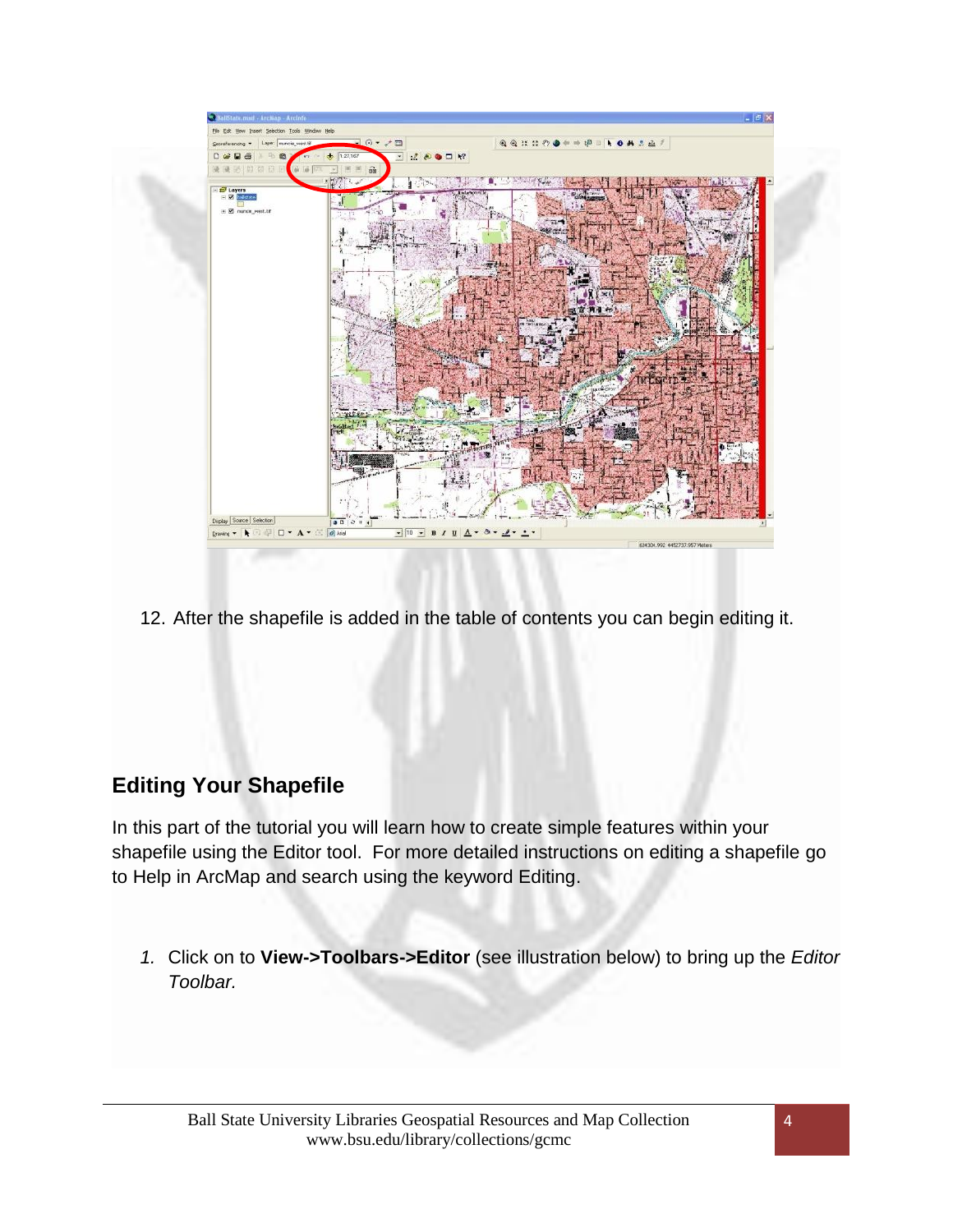12. After the shapefile is added in the table of contents you can begin editing it.

## Editing Your Shapefile

In this part of the tutorial you will learn how to create simple features within your shapefile using the Editor tool. For more detailed instructions on editing a shapefile go to Help in ArcMap and search using the keyword Editing.

1. Click on to **View->Toolbars->Editor** (see illustration below) to bring up the *Editor Toolbar.*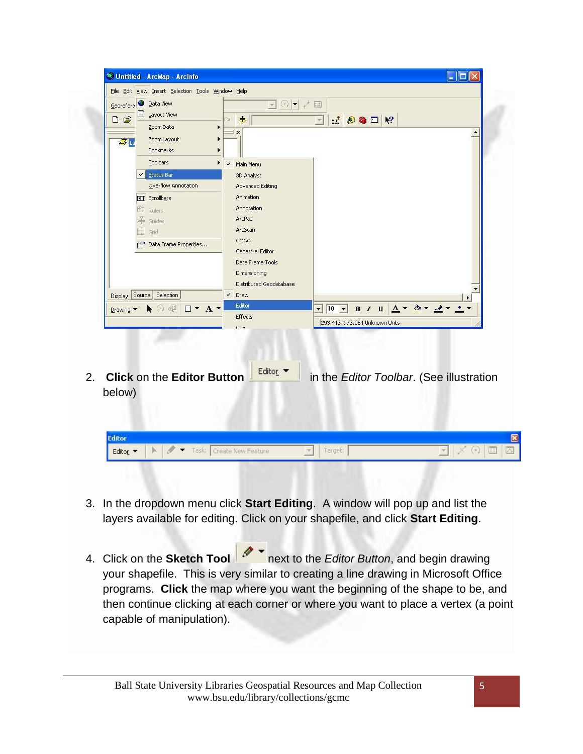2. **Click** on the **Editor Button** in the *Editor Toolbar*. (See illustration below)

3. In the dropdown menu click **Start Editing**. A window will pop up and list the layers available for editing. Click on your shapefile, and click **Start Editing**.

4. Click on the **Sketch Tool** next to the *Editor Button*, and begin drawing your shapefile. This is very similar to creating a line drawing in Microsoft Office programs. **Click** the map where you want the beginning of the shape to be, and then continue clicking at each corner or where you want to place a vertex (a point capable of manipulation).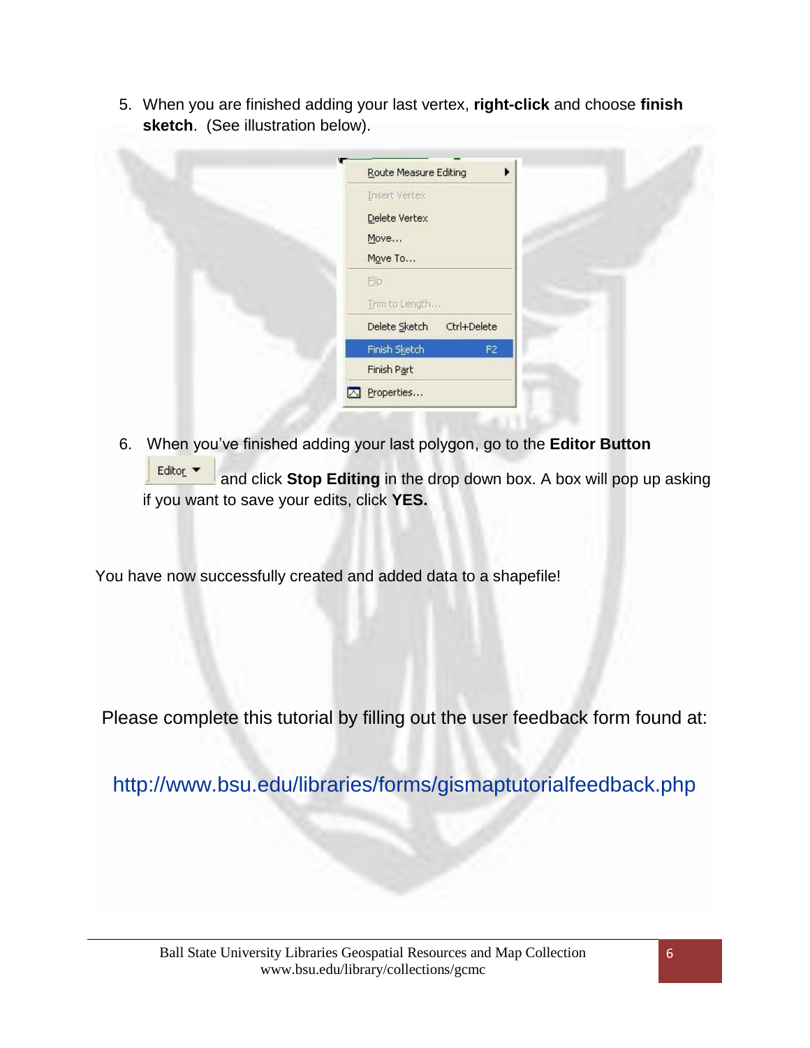5. When you are finished adding your last vertex, **right-click** and choose **finish sketch**. (See illustration below).

6. When you've finished adding your last polygon, go to the **Editor Button** Editor ▼ and click **Stop Editing** in the drop down box. A box will pop up asking if you want to save your edits, click **YES.**

You have now successfully created and added data to a shapefile!

Please complete this tutorial by filling out the user feedback form found at:

http://www.bsu.edu/libraries/forms/gismaptutorialfeedback.php